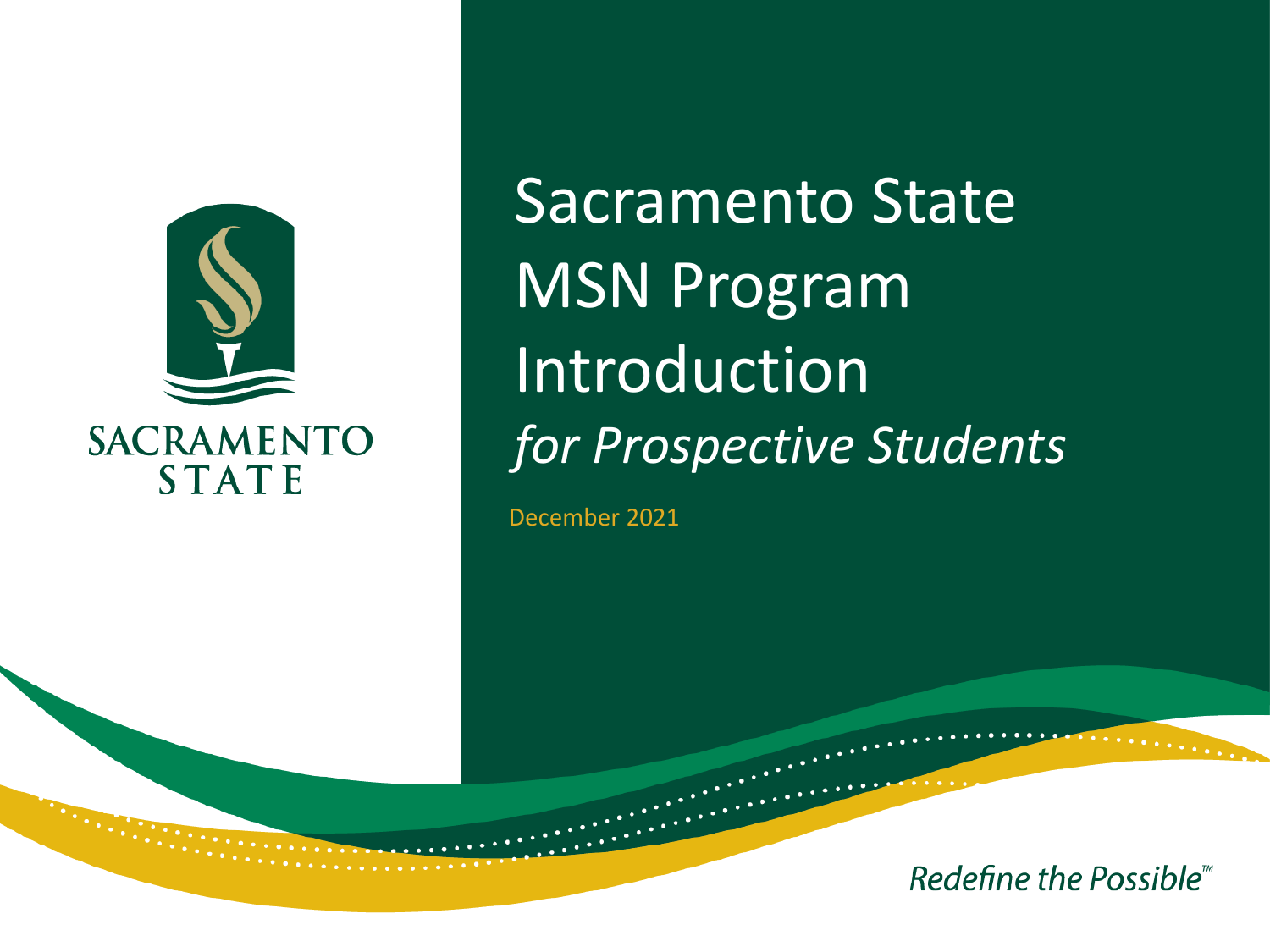SACRAMENTO STATE

# Sacramento State MSN Program Introduction

*for Prospective Students*

December 2021

*Redefine the Possible™*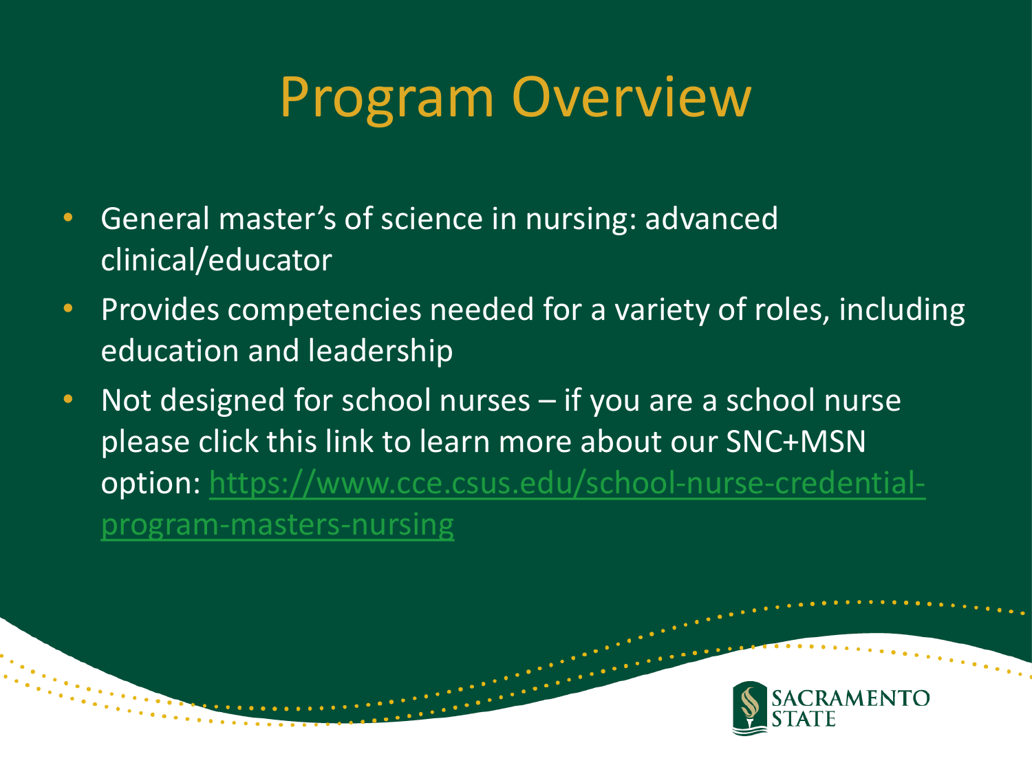# Program Overview

- General master's of science in nursing: advanced clinical/educator
- Provides competencies needed for a variety of roles, including education and leadership
- Not designed for school nurses – if you are a school nurse please click this link to learn more about our SNC+MSN option: https://www.cce.csus.edu/school-nurse-credential-program-masters-nursing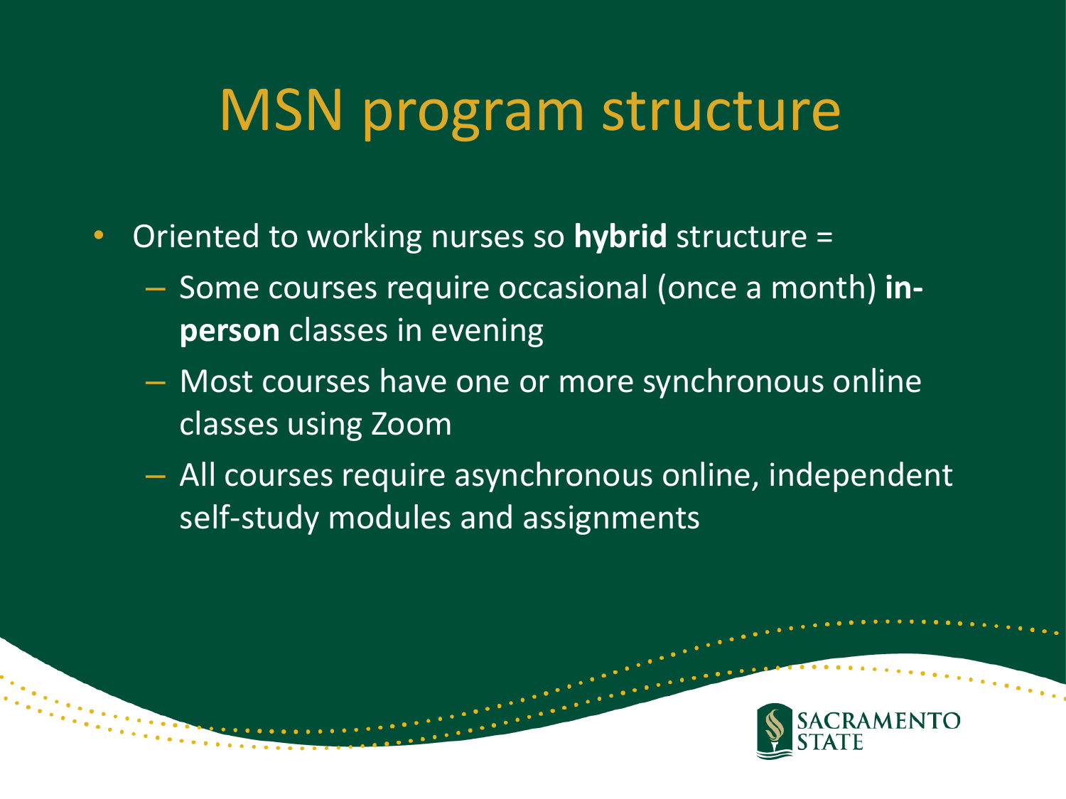# MSN program structure

- Oriented to working nurses so **hybrid** structure =
  - Some courses require occasional (once a month) **in-person** classes in evening
  - Most courses have one or more synchronous online classes using Zoom
  - All courses require asynchronous online, independent self-study modules and assignments

SACRAMENTO STATE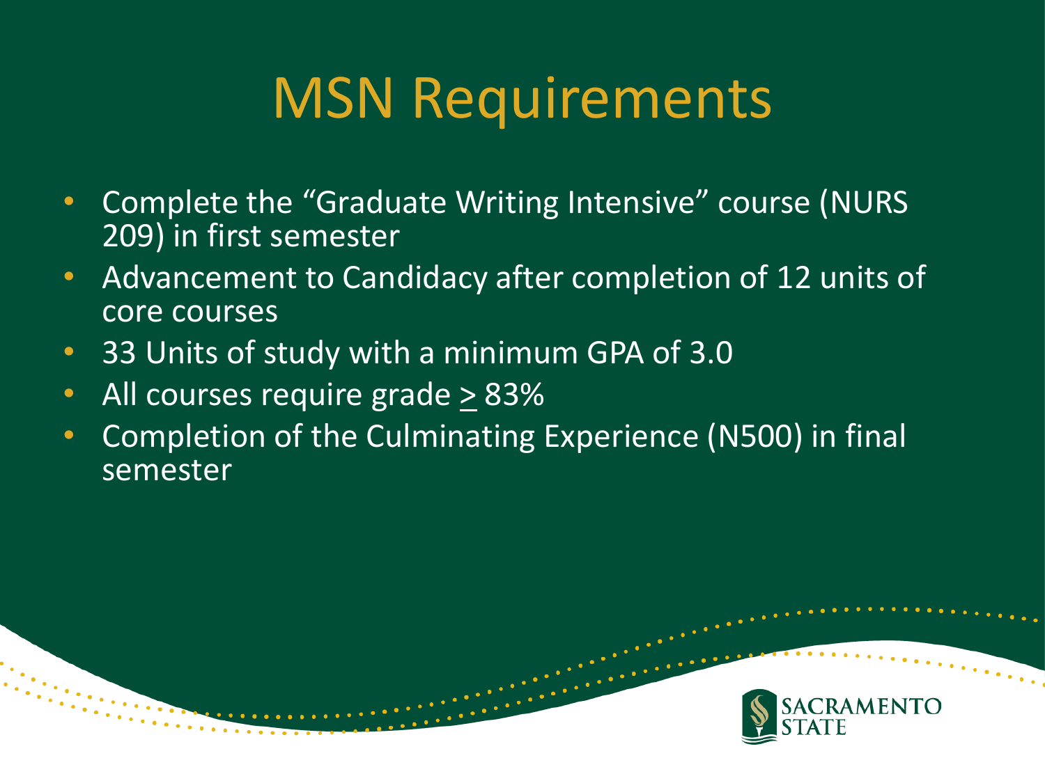# MSN Requirements

- Complete the "Graduate Writing Intensive" course (NURS 209) in first semester
- Advancement to Candidacy after completion of 12 units of core courses
- 33 Units of study with a minimum GPA of 3.0
- All courses require grade ≥ 83%
- Completion of the Culminating Experience (N500) in final semester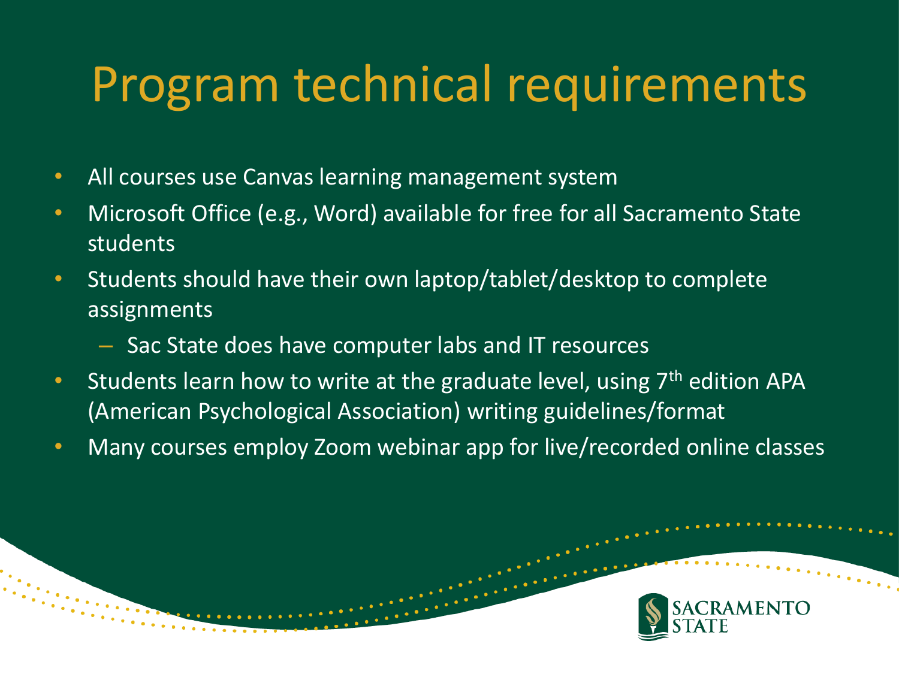# Program technical requirements

- All courses use Canvas learning management system
- Microsoft Office (e.g., Word) available for free for all Sacramento State students
- Students should have their own laptop/tablet/desktop to complete assignments
  - Sac State does have computer labs and IT resources
- Students learn how to write at the graduate level, using 7th edition APA (American Psychological Association) writing guidelines/format
- Many courses employ Zoom webinar app for live/recorded online classes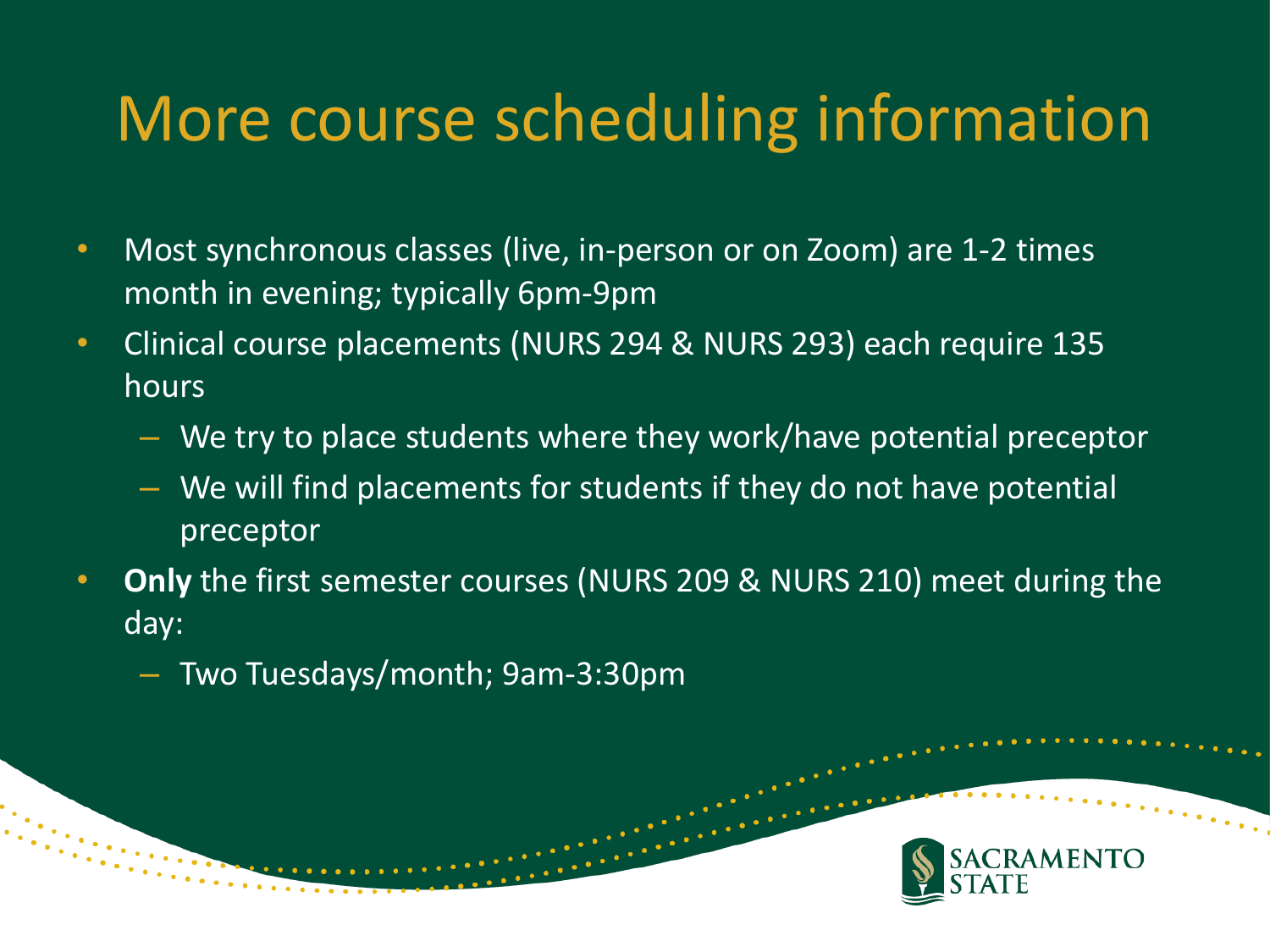# More course scheduling information

- Most synchronous classes (live, in-person or on Zoom) are 1-2 times month in evening; typically 6pm-9pm
- Clinical course placements (NURS 294 & NURS 293) each require 135 hours
  - We try to place students where they work/have potential preceptor
  - We will find placements for students if they do not have potential preceptor
- **Only** the first semester courses (NURS 209 & NURS 210) meet during the day:
  - Two Tuesdays/month; 9am-3:30pm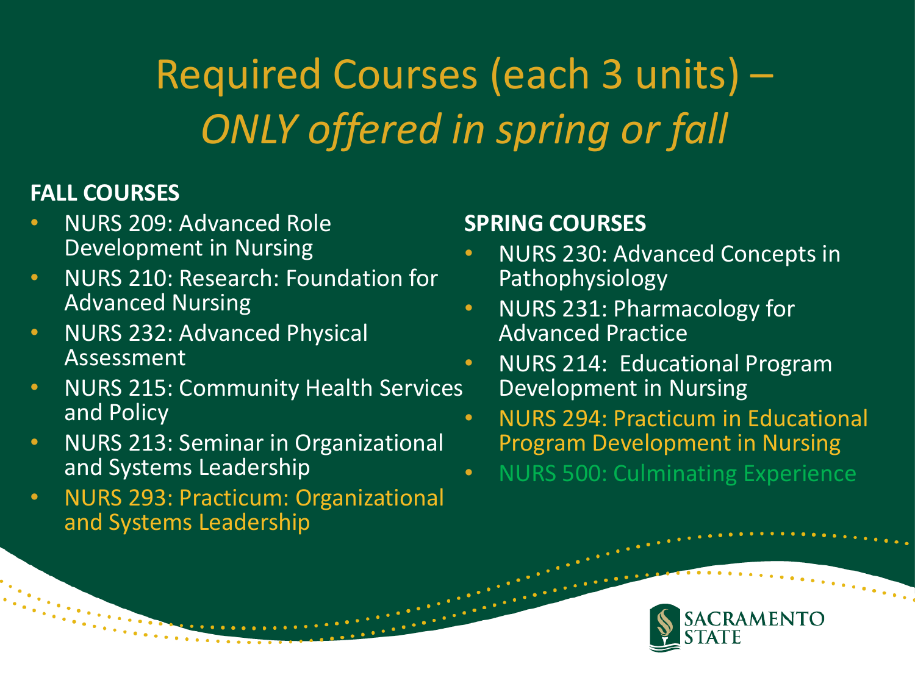# Required Courses (each 3 units) – *ONLY offered in spring or fall*

**FALL COURSES**

- NURS 209: Advanced Role Development in Nursing
- NURS 210: Research: Foundation for Advanced Nursing
- NURS 232: Advanced Physical Assessment
- NURS 215: Community Health Services and Policy
- NURS 213: Seminar in Organizational and Systems Leadership
- NURS 293: Practicum: Organizational and Systems Leadership

**SPRING COURSES**

- NURS 230: Advanced Concepts in Pathophysiology
- NURS 231: Pharmacology for Advanced Practice
- NURS 214: Educational Program Development in Nursing
- NURS 294: Practicum in Educational Program Development in Nursing
- NURS 500: Culminating Experience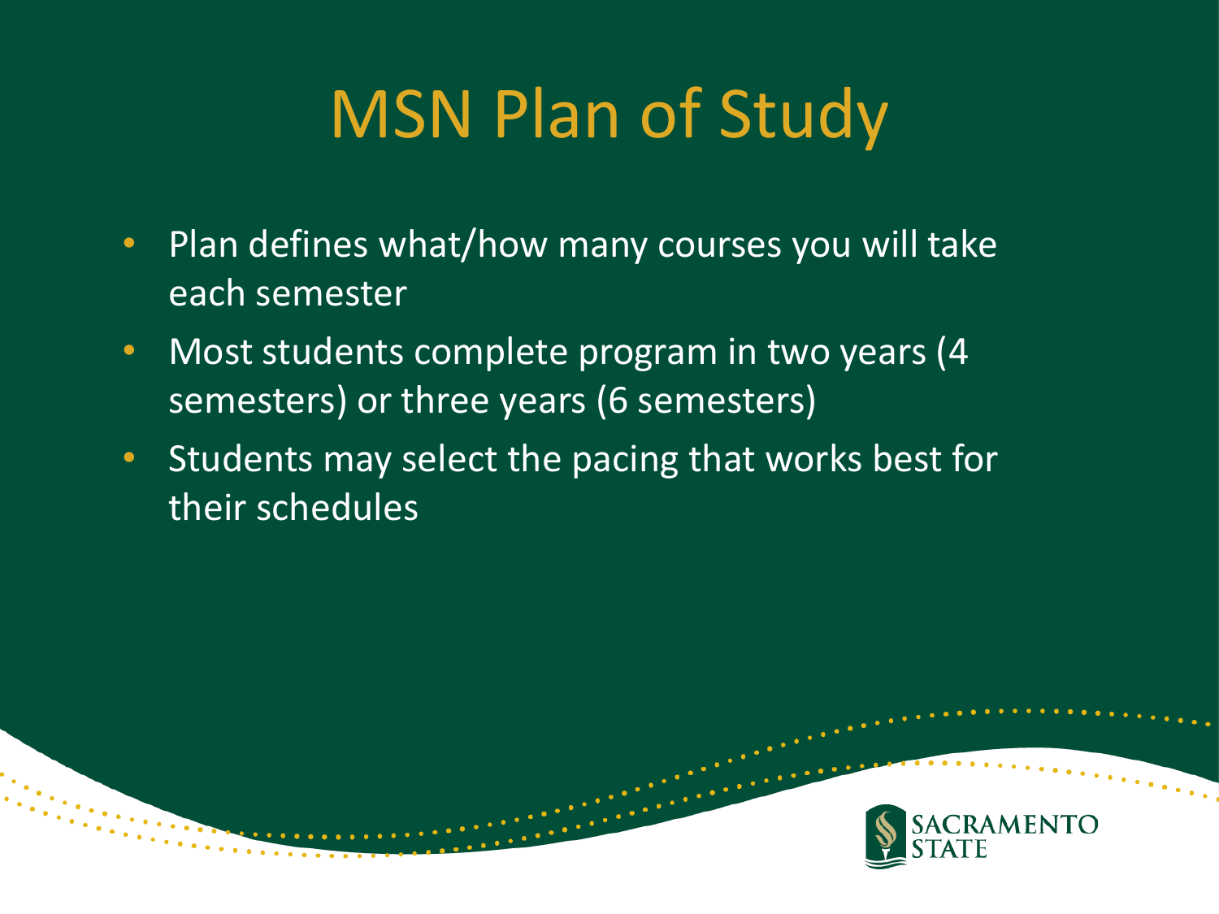# MSN Plan of Study

- Plan defines what/how many courses you will take each semester
- Most students complete program in two years (4 semesters) or three years (6 semesters)
- Students may select the pacing that works best for their schedules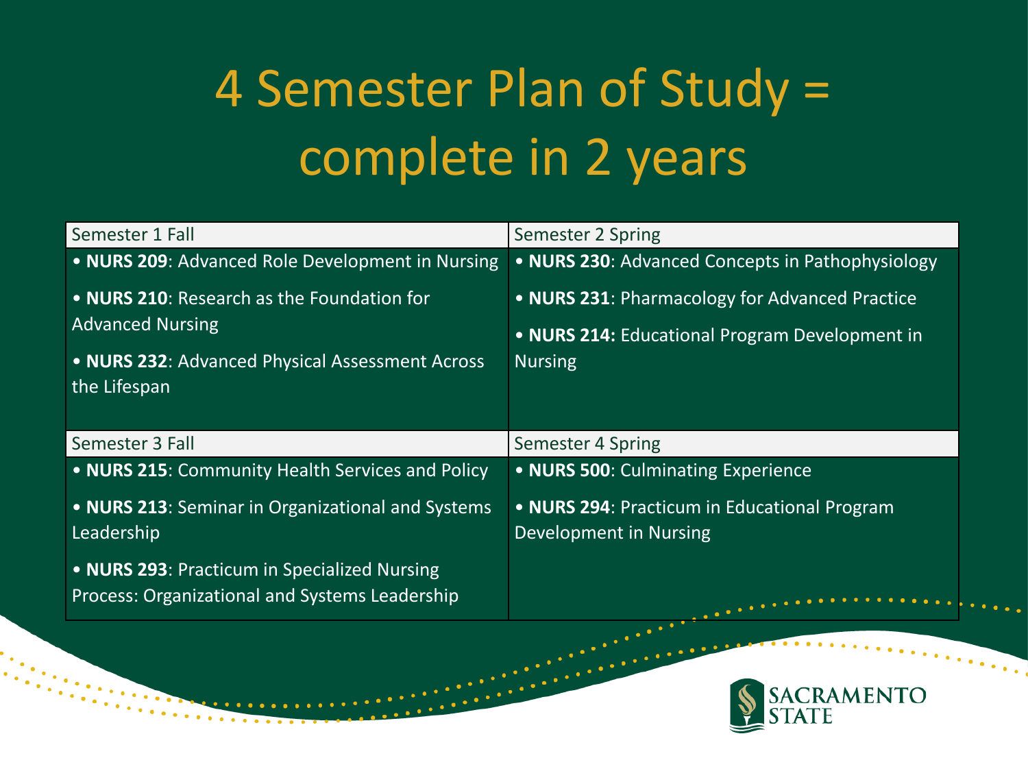# 4 Semester Plan of Study = complete in 2 years

| Semester 1 Fall | Semester 2 Spring |
|---|---|
| • **NURS 209**: Advanced Role Development in Nursing<br>• **NURS 210**: Research as the Foundation for Advanced Nursing<br>• **NURS 232**: Advanced Physical Assessment Across the Lifespan | • **NURS 230**: Advanced Concepts in Pathophysiology<br>• **NURS 231**: Pharmacology for Advanced Practice<br>• **NURS 214:** Educational Program Development in Nursing |
| **Semester 3 Fall** | **Semester 4 Spring** |
| • **NURS 215**: Community Health Services and Policy<br>• **NURS 213**: Seminar in Organizational and Systems Leadership<br>• **NURS 293**: Practicum in Specialized Nursing Process: Organizational and Systems Leadership | • **NURS 500**: Culminating Experience<br>• **NURS 294**: Practicum in Educational Program Development in Nursing |

SACRAMENTO STATE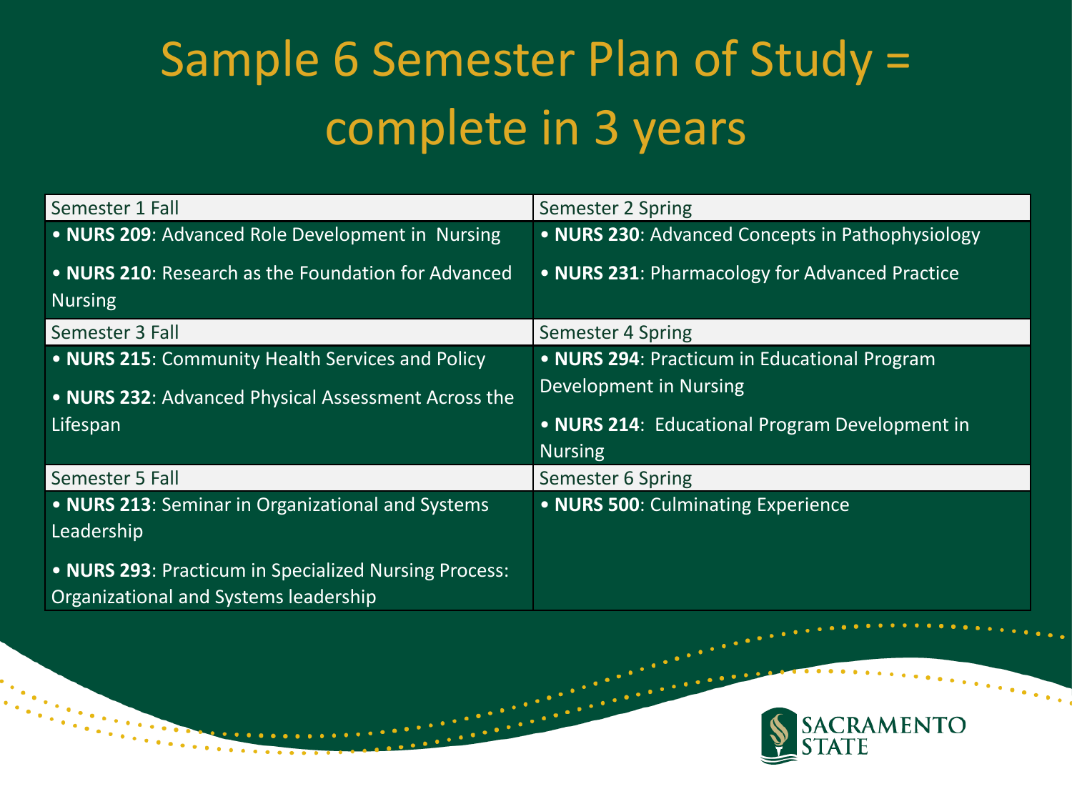# Sample 6 Semester Plan of Study = complete in 3 years

| Semester 1 Fall | Semester 2 Spring |
|---|---|
| • **NURS 209**: Advanced Role Development in Nursing<br>• **NURS 210**: Research as the Foundation for Advanced Nursing | • **NURS 230**: Advanced Concepts in Pathophysiology<br>• **NURS 231**: Pharmacology for Advanced Practice |
| **Semester 3 Fall** | **Semester 4 Spring** |
| • **NURS 215**: Community Health Services and Policy<br>• **NURS 232**: Advanced Physical Assessment Across the Lifespan | • **NURS 294**: Practicum in Educational Program Development in Nursing<br>• **NURS 214**: Educational Program Development in Nursing |
| **Semester 5 Fall** | **Semester 6 Spring** |
| • **NURS 213**: Seminar in Organizational and Systems Leadership<br>• **NURS 293**: Practicum in Specialized Nursing Process: Organizational and Systems leadership | • **NURS 500**: Culminating Experience |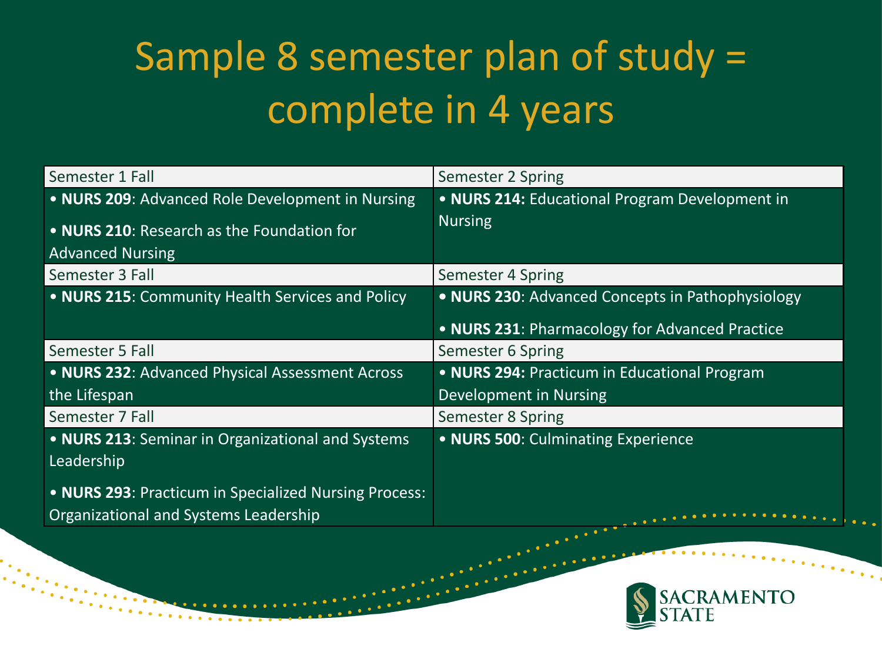# Sample 8 semester plan of study = complete in 4 years

| Semester 1 Fall | Semester 2 Spring |
|---|---|
| • **NURS 209**: Advanced Role Development in Nursing<br>• **NURS 210**: Research as the Foundation for Advanced Nursing | • **NURS 214:** Educational Program Development in Nursing |
| **Semester 3 Fall** | **Semester 4 Spring** |
| • **NURS 215**: Community Health Services and Policy | • **NURS 230**: Advanced Concepts in Pathophysiology<br>• **NURS 231**: Pharmacology for Advanced Practice |
| **Semester 5 Fall** | **Semester 6 Spring** |
| • **NURS 232**: Advanced Physical Assessment Across the Lifespan | • **NURS 294:** Practicum in Educational Program Development in Nursing |
| **Semester 7 Fall** | **Semester 8 Spring** |
| • **NURS 213**: Seminar in Organizational and Systems Leadership<br>• **NURS 293**: Practicum in Specialized Nursing Process: Organizational and Systems Leadership | • **NURS 500**: Culminating Experience |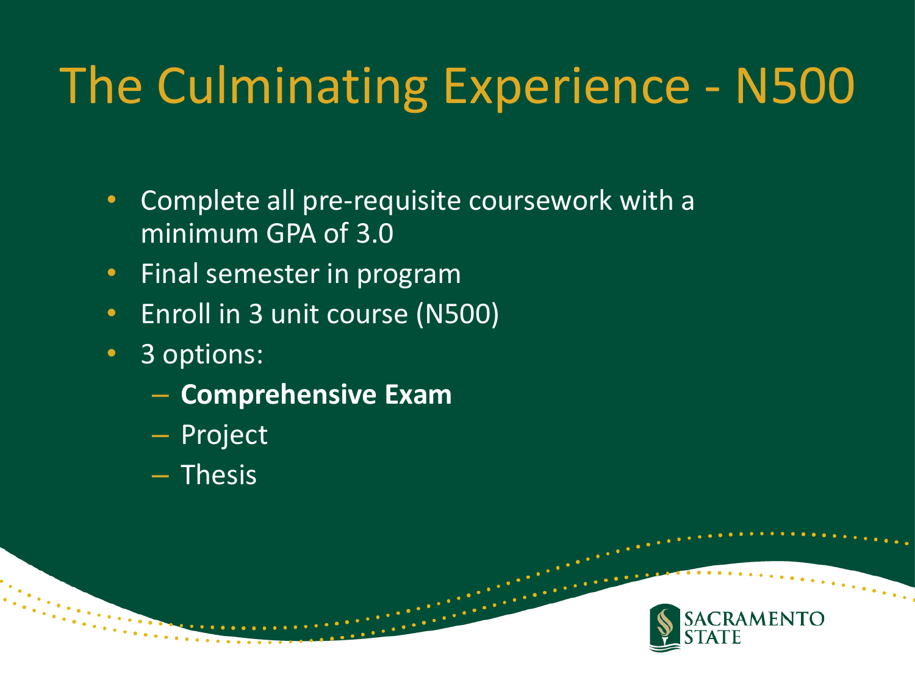# The Culminating Experience - N500

- Complete all pre-requisite coursework with a minimum GPA of 3.0
- Final semester in program
- Enroll in 3 unit course (N500)
- 3 options:
  - **Comprehensive Exam**
  - Project
  - Thesis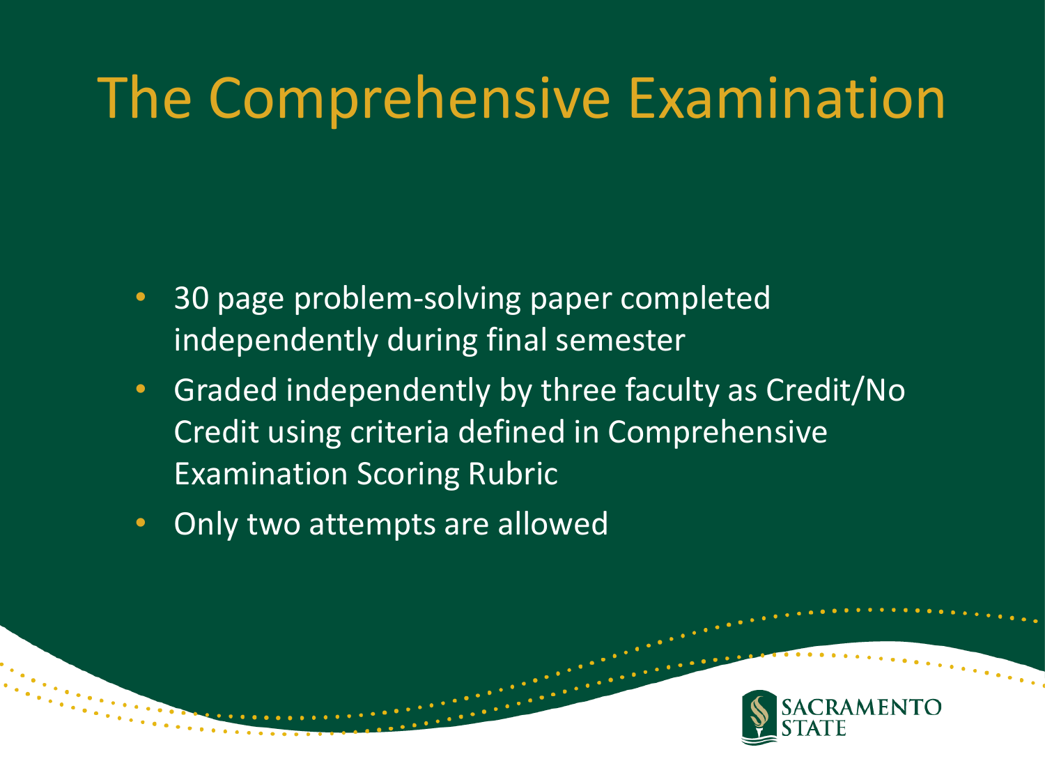# The Comprehensive Examination

- 30 page problem-solving paper completed independently during final semester
- Graded independently by three faculty as Credit/No Credit using criteria defined in Comprehensive Examination Scoring Rubric
- Only two attempts are allowed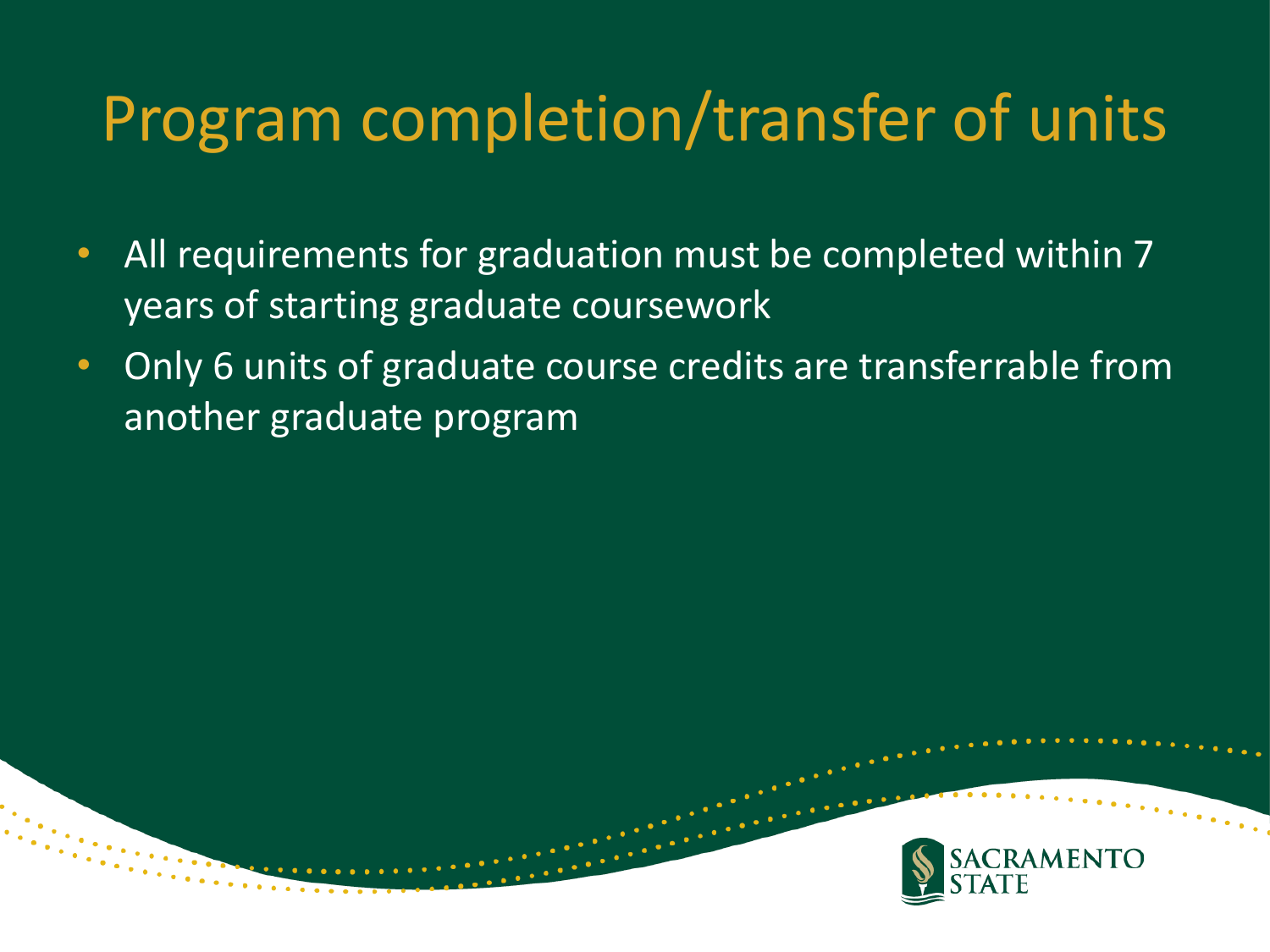# Program completion/transfer of units

- All requirements for graduation must be completed within 7 years of starting graduate coursework
- Only 6 units of graduate course credits are transferrable from another graduate program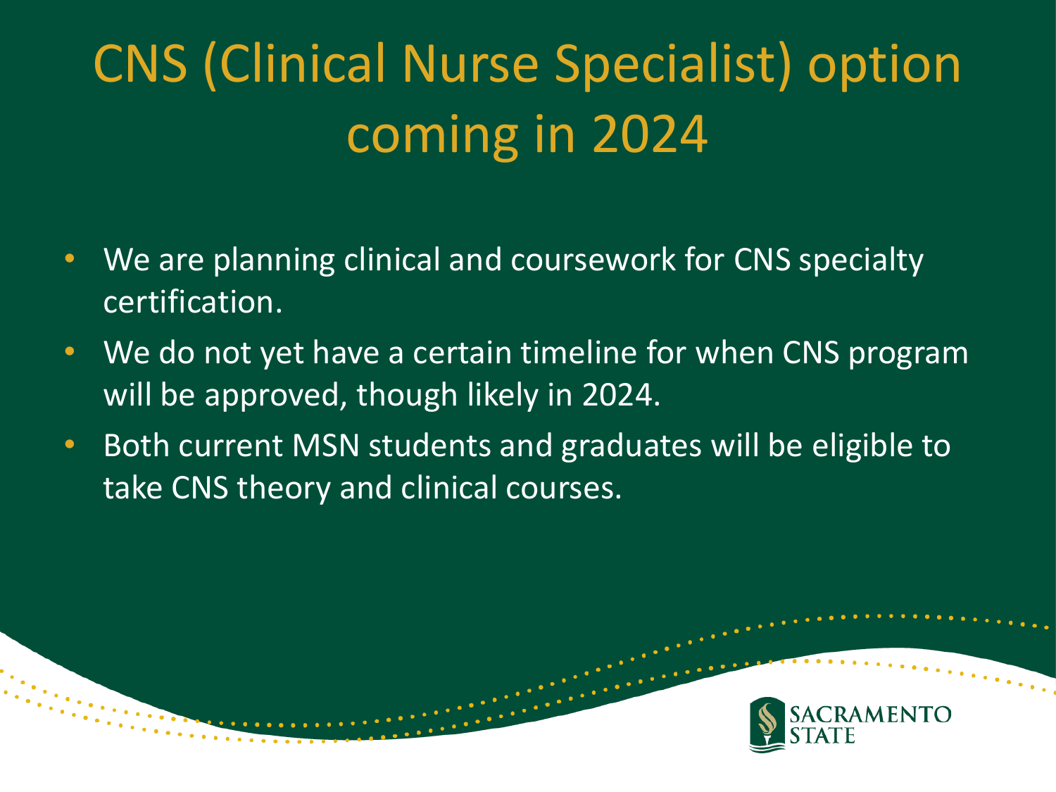# CNS (Clinical Nurse Specialist) option coming in 2024

- We are planning clinical and coursework for CNS specialty certification.
- We do not yet have a certain timeline for when CNS program will be approved, though likely in 2024.
- Both current MSN students and graduates will be eligible to take CNS theory and clinical courses.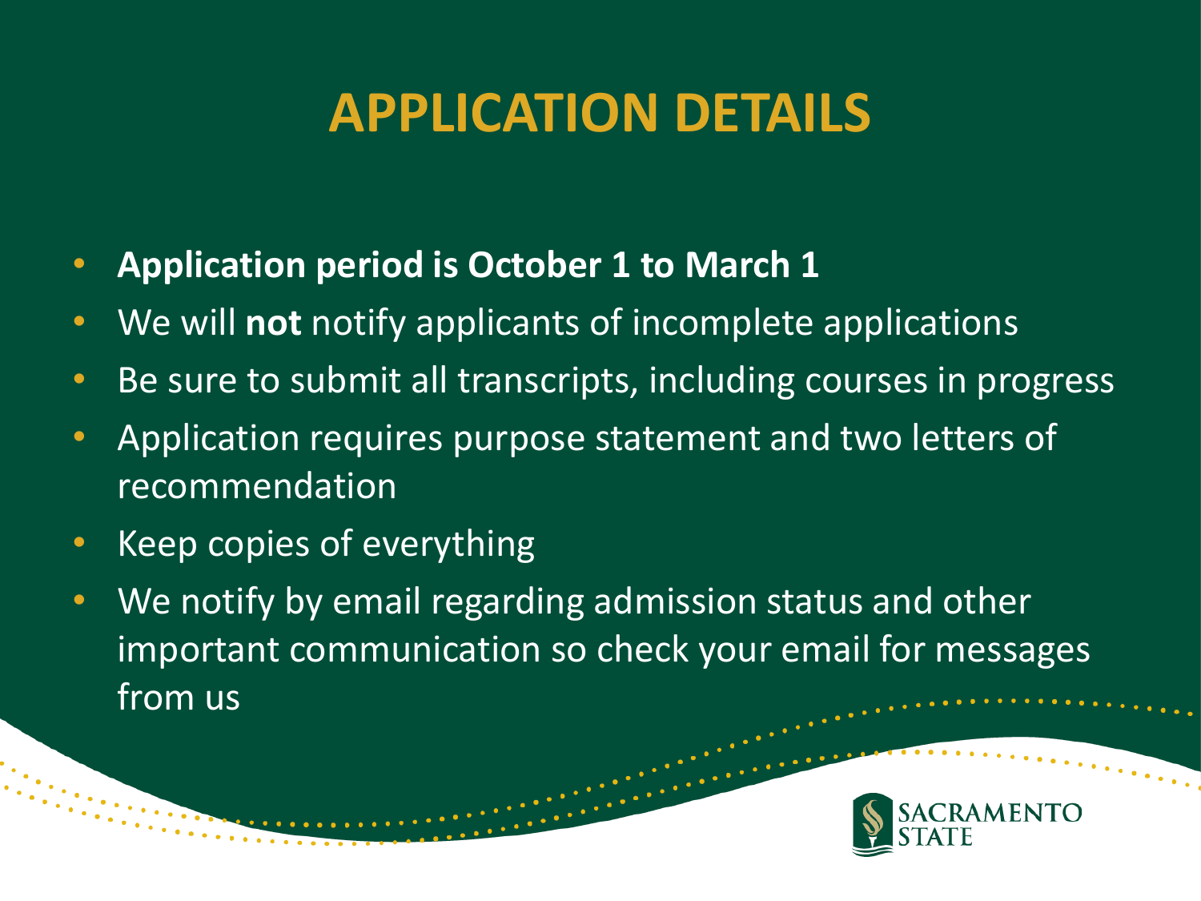# APPLICATION DETAILS

- **Application period is October 1 to March 1**
- We will **not** notify applicants of incomplete applications
- Be sure to submit all transcripts, including courses in progress
- Application requires purpose statement and two letters of recommendation
- Keep copies of everything
- We notify by email regarding admission status and other important communication so check your email for messages from us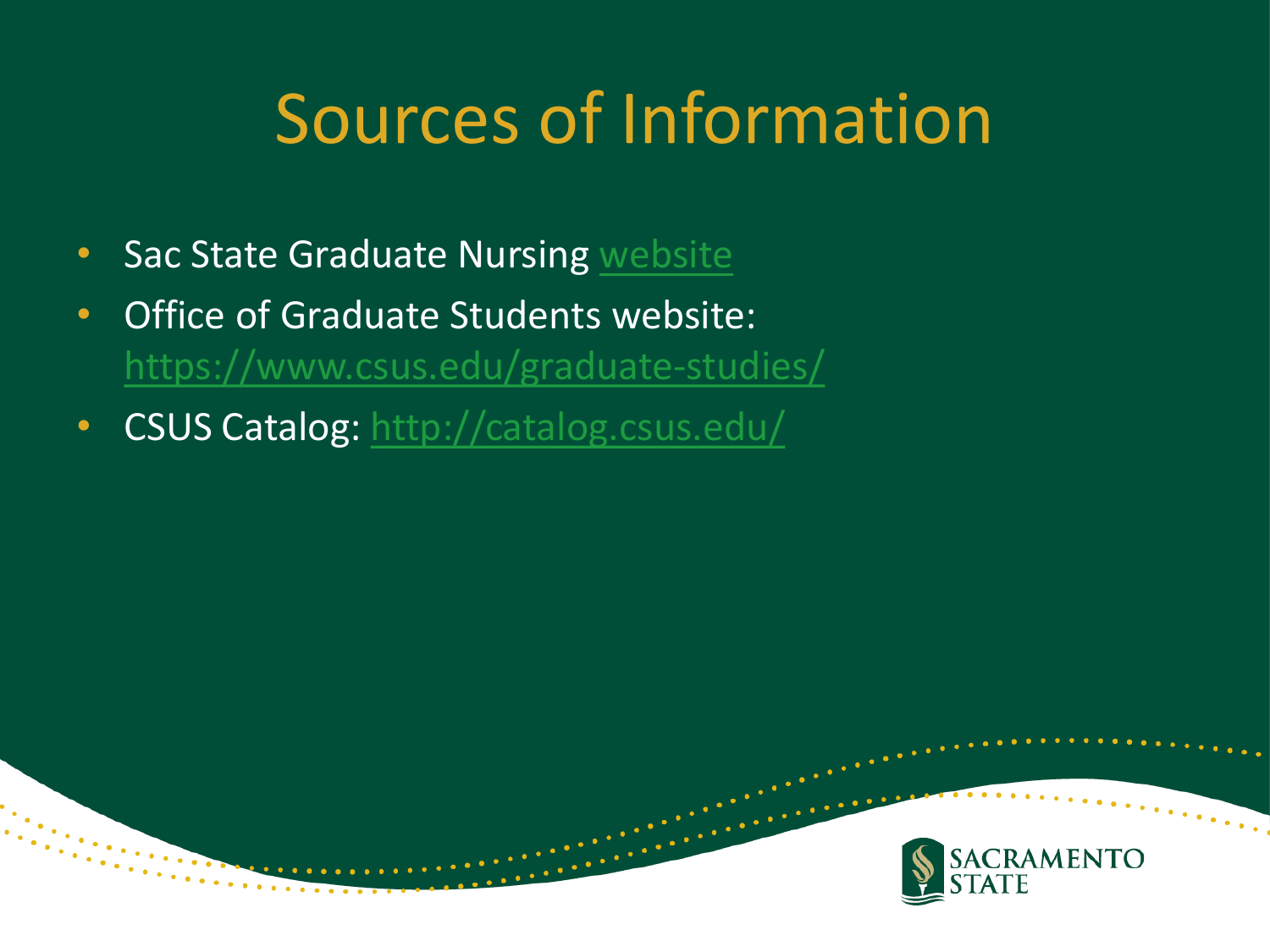# Sources of Information

- Sac State Graduate Nursing website
- Office of Graduate Students website: https://www.csus.edu/graduate-studies/
- CSUS Catalog: http://catalog.csus.edu/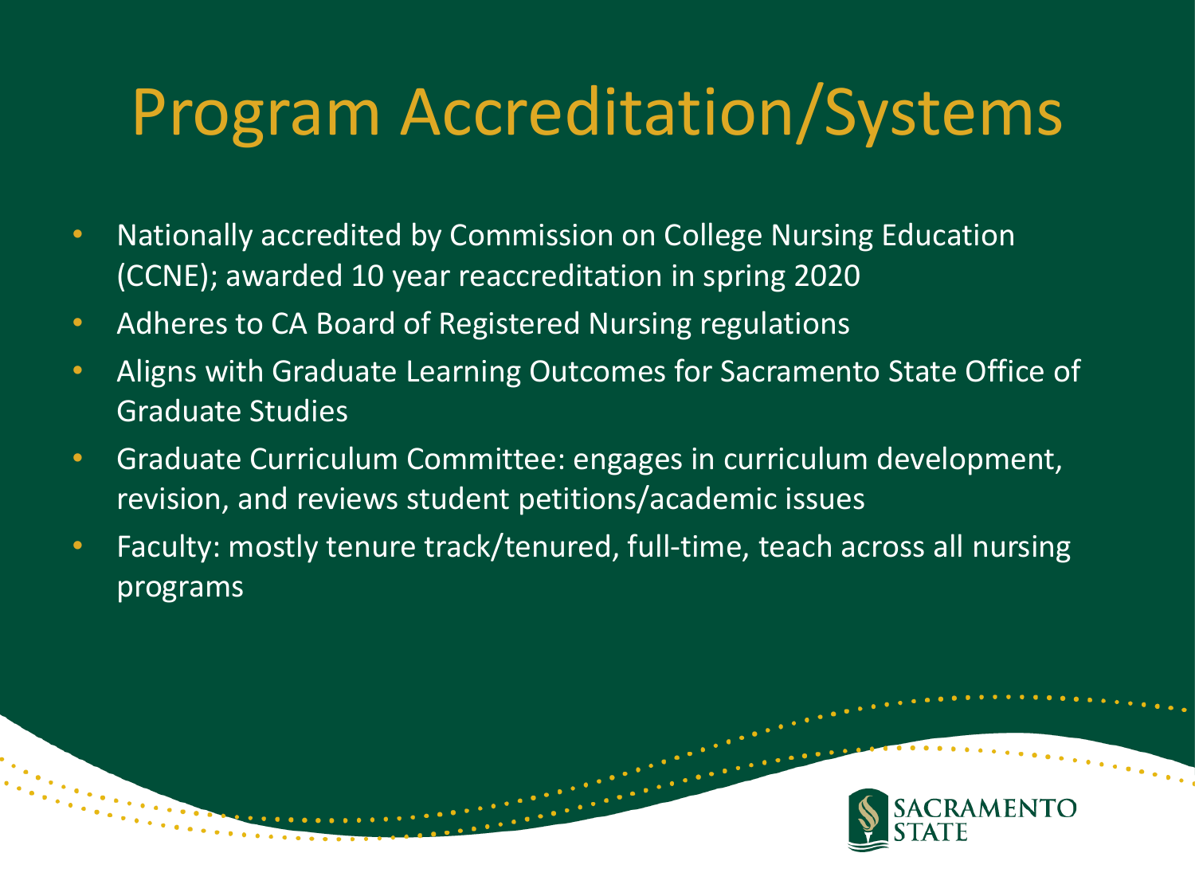# Program Accreditation/Systems

- Nationally accredited by Commission on College Nursing Education (CCNE); awarded 10 year reaccreditation in spring 2020
- Adheres to CA Board of Registered Nursing regulations
- Aligns with Graduate Learning Outcomes for Sacramento State Office of Graduate Studies
- Graduate Curriculum Committee: engages in curriculum development, revision, and reviews student petitions/academic issues
- Faculty: mostly tenure track/tenured, full-time, teach across all nursing programs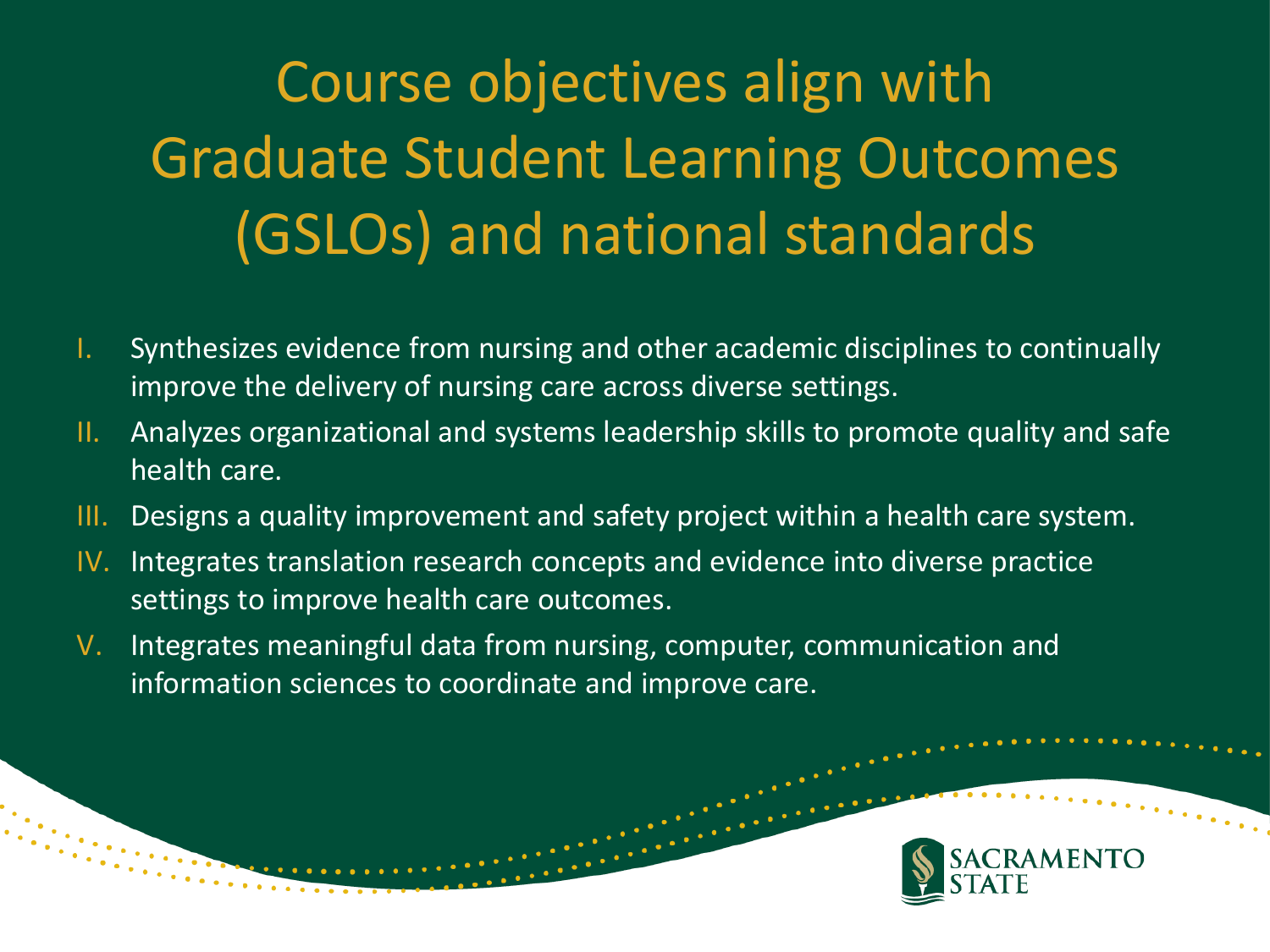# Course objectives align with Graduate Student Learning Outcomes (GSLOs) and national standards

I. Synthesizes evidence from nursing and other academic disciplines to continually improve the delivery of nursing care across diverse settings.

II. Analyzes organizational and systems leadership skills to promote quality and safe health care.

III. Designs a quality improvement and safety project within a health care system.

IV. Integrates translation research concepts and evidence into diverse practice settings to improve health care outcomes.

V. Integrates meaningful data from nursing, computer, communication and information sciences to coordinate and improve care.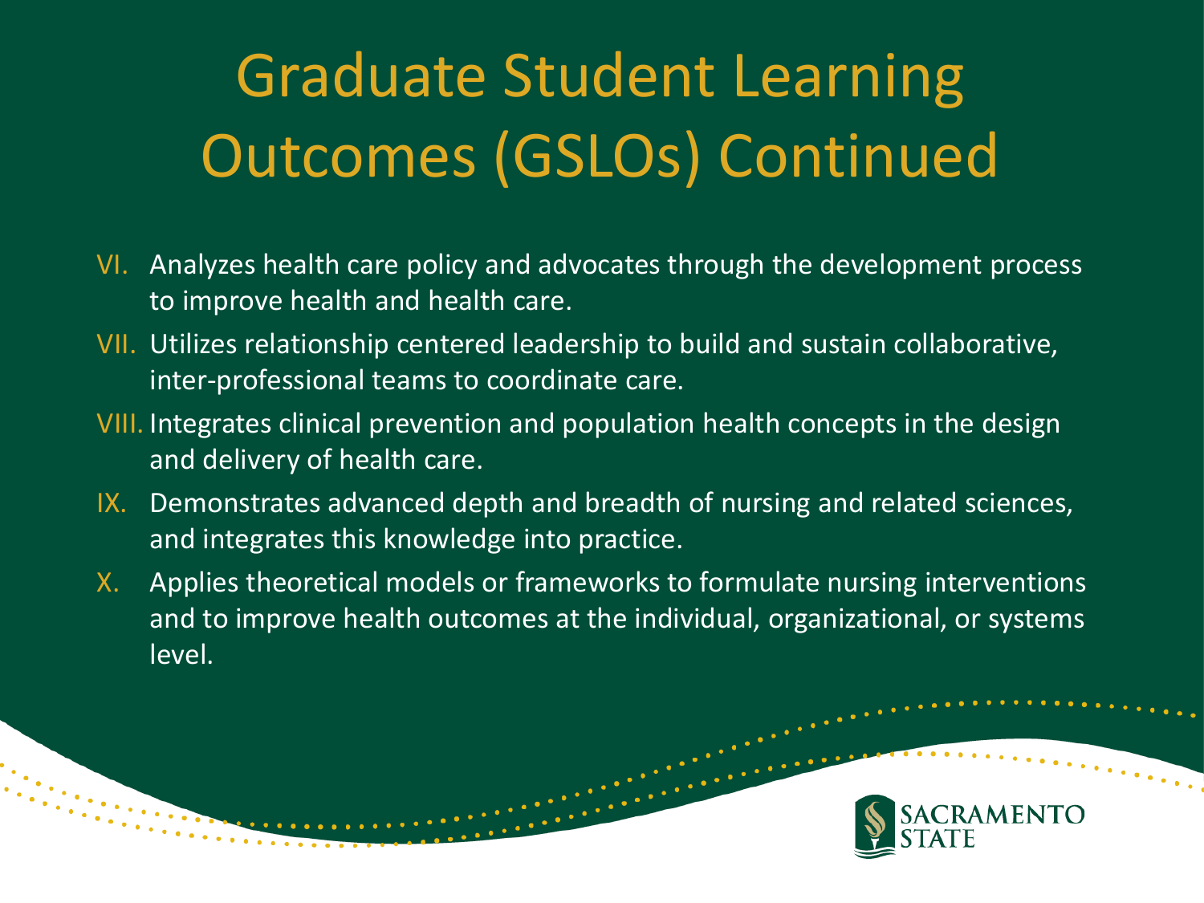# Graduate Student Learning Outcomes (GSLOs) Continued

VI. Analyzes health care policy and advocates through the development process to improve health and health care.

VII. Utilizes relationship centered leadership to build and sustain collaborative, inter-professional teams to coordinate care.

VIII. Integrates clinical prevention and population health concepts in the design and delivery of health care.

IX. Demonstrates advanced depth and breadth of nursing and related sciences, and integrates this knowledge into practice.

X. Applies theoretical models or frameworks to formulate nursing interventions and to improve health outcomes at the individual, organizational, or systems level.

SACRAMENTO STATE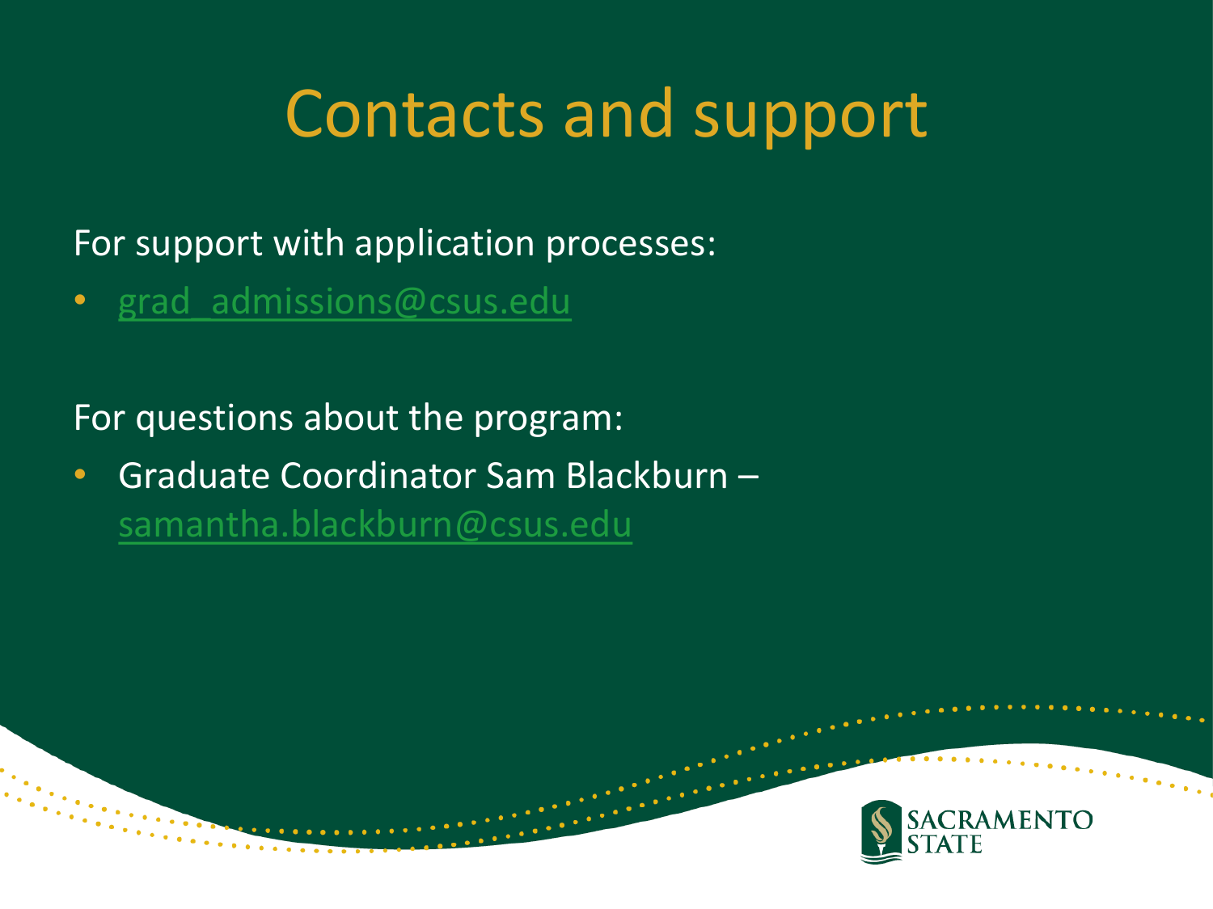# Contacts and support

For support with application processes:

- grad_admissions@csus.edu

For questions about the program:

- Graduate Coordinator Sam Blackburn – samantha.blackburn@csus.edu